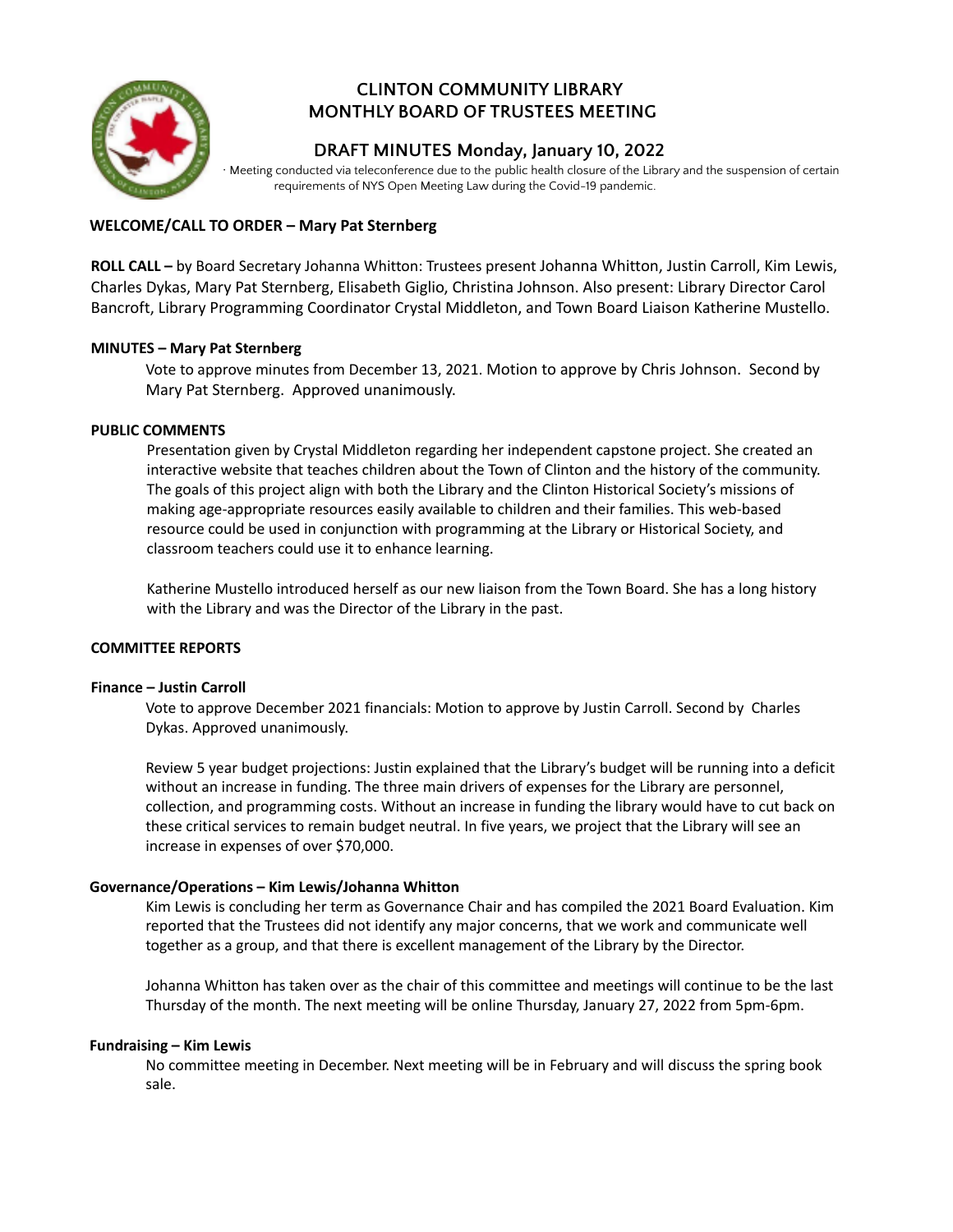# CLINTON COMMUNITY LIBRARY
# MONTHLY BOARD OF TRUSTEES MEETING

## DRAFT MINUTES Monday, January 10, 2022

· Meeting conducted via teleconference due to the public health closure of the Library and the suspension of certain requirements of NYS Open Meeting Law during the Covid-19 pandemic.

**WELCOME/CALL TO ORDER – Mary Pat Sternberg**

**ROLL CALL –** by Board Secretary Johanna Whitton: Trustees present Johanna Whitton, Justin Carroll, Kim Lewis, Charles Dykas, Mary Pat Sternberg, Elisabeth Giglio, Christina Johnson. Also present: Library Director Carol Bancroft, Library Programming Coordinator Crystal Middleton, and Town Board Liaison Katherine Mustello.

**MINUTES – Mary Pat Sternberg**

Vote to approve minutes from December 13, 2021. Motion to approve by Chris Johnson. Second by Mary Pat Sternberg. Approved unanimously.

**PUBLIC COMMENTS**

Presentation given by Crystal Middleton regarding her independent capstone project. She created an interactive website that teaches children about the Town of Clinton and the history of the community. The goals of this project align with both the Library and the Clinton Historical Society's missions of making age-appropriate resources easily available to children and their families. This web-based resource could be used in conjunction with programming at the Library or Historical Society, and classroom teachers could use it to enhance learning.

Katherine Mustello introduced herself as our new liaison from the Town Board. She has a long history with the Library and was the Director of the Library in the past.

**COMMITTEE REPORTS**

**Finance – Justin Carroll**

Vote to approve December 2021 financials: Motion to approve by Justin Carroll. Second by Charles Dykas. Approved unanimously.

Review 5 year budget projections: Justin explained that the Library's budget will be running into a deficit without an increase in funding. The three main drivers of expenses for the Library are personnel, collection, and programming costs. Without an increase in funding the library would have to cut back on these critical services to remain budget neutral. In five years, we project that the Library will see an increase in expenses of over $70,000.

**Governance/Operations – Kim Lewis/Johanna Whitton**

Kim Lewis is concluding her term as Governance Chair and has compiled the 2021 Board Evaluation. Kim reported that the Trustees did not identify any major concerns, that we work and communicate well together as a group, and that there is excellent management of the Library by the Director.

Johanna Whitton has taken over as the chair of this committee and meetings will continue to be the last Thursday of the month. The next meeting will be online Thursday, January 27, 2022 from 5pm-6pm.

**Fundraising – Kim Lewis**

No committee meeting in December. Next meeting will be in February and will discuss the spring book sale.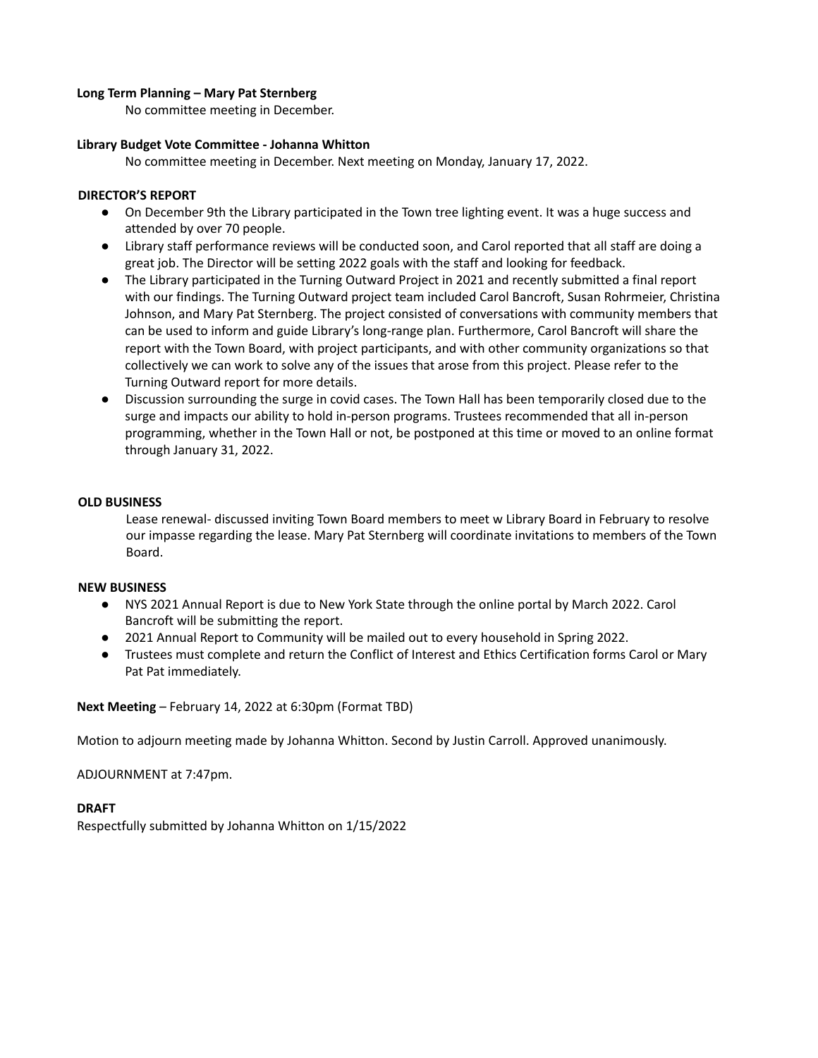**Long Term Planning – Mary Pat Sternberg**

No committee meeting in December.

**Library Budget Vote Committee - Johanna Whitton**

No committee meeting in December. Next meeting on Monday, January 17, 2022.

**DIRECTOR'S REPORT**

- On December 9th the Library participated in the Town tree lighting event. It was a huge success and attended by over 70 people.
- Library staff performance reviews will be conducted soon, and Carol reported that all staff are doing a great job. The Director will be setting 2022 goals with the staff and looking for feedback.
- The Library participated in the Turning Outward Project in 2021 and recently submitted a final report with our findings. The Turning Outward project team included Carol Bancroft, Susan Rohrmeier, Christina Johnson, and Mary Pat Sternberg. The project consisted of conversations with community members that can be used to inform and guide Library's long-range plan. Furthermore, Carol Bancroft will share the report with the Town Board, with project participants, and with other community organizations so that collectively we can work to solve any of the issues that arose from this project. Please refer to the Turning Outward report for more details.
- Discussion surrounding the surge in covid cases. The Town Hall has been temporarily closed due to the surge and impacts our ability to hold in-person programs. Trustees recommended that all in-person programming, whether in the Town Hall or not, be postponed at this time or moved to an online format through January 31, 2022.

**OLD BUSINESS**

Lease renewal- discussed inviting Town Board members to meet w Library Board in February to resolve our impasse regarding the lease. Mary Pat Sternberg will coordinate invitations to members of the Town Board.

**NEW BUSINESS**

- NYS 2021 Annual Report is due to New York State through the online portal by March 2022. Carol Bancroft will be submitting the report.
- 2021 Annual Report to Community will be mailed out to every household in Spring 2022.
- Trustees must complete and return the Conflict of Interest and Ethics Certification forms Carol or Mary Pat Pat immediately.

**Next Meeting** – February 14, 2022 at 6:30pm (Format TBD)

Motion to adjourn meeting made by Johanna Whitton. Second by Justin Carroll. Approved unanimously.

ADJOURNMENT at 7:47pm.

**DRAFT**

Respectfully submitted by Johanna Whitton on 1/15/2022